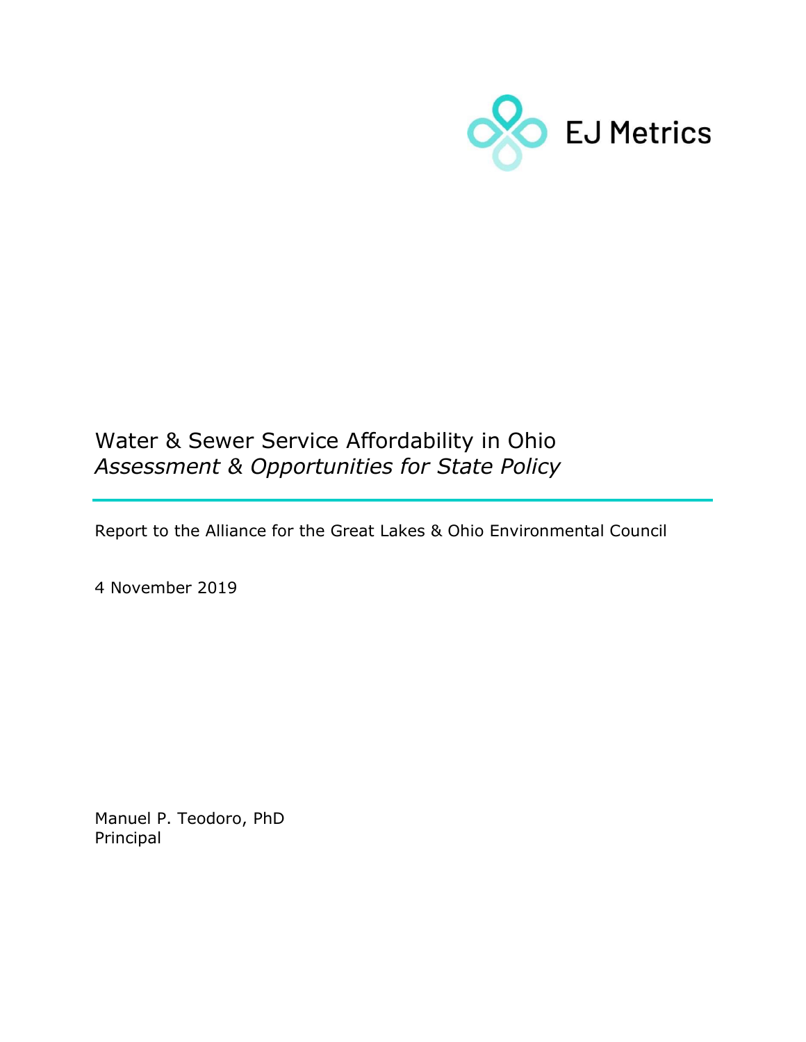EJ Metrics

# Water & Sewer Service Affordability in Ohio
*Assessment & Opportunities for State Policy*

Report to the Alliance for the Great Lakes & Ohio Environmental Council

4 November 2019

Manuel P. Teodoro, PhD
Principal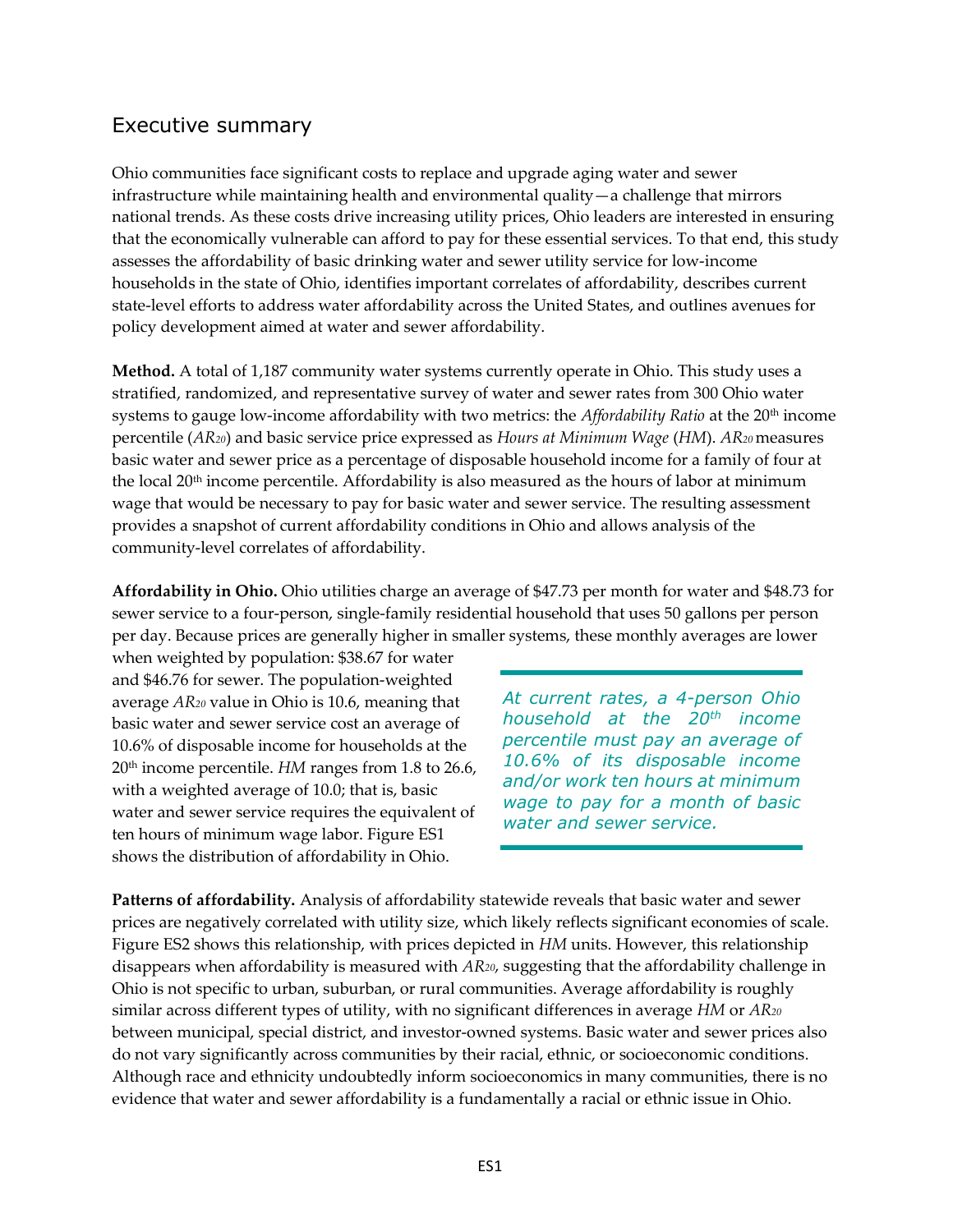## Executive summary

Ohio communities face significant costs to replace and upgrade aging water and sewer infrastructure while maintaining health and environmental quality—a challenge that mirrors national trends. As these costs drive increasing utility prices, Ohio leaders are interested in ensuring that the economically vulnerable can afford to pay for these essential services. To that end, this study assesses the affordability of basic drinking water and sewer utility service for low-income households in the state of Ohio, identifies important correlates of affordability, describes current state-level efforts to address water affordability across the United States, and outlines avenues for policy development aimed at water and sewer affordability.

**Method.** A total of 1,187 community water systems currently operate in Ohio. This study uses a stratified, randomized, and representative survey of water and sewer rates from 300 Ohio water systems to gauge low-income affordability with two metrics: the *Affordability Ratio* at the 20th income percentile ($AR_{20}$) and basic service price expressed as *Hours at Minimum Wage* (*HM*). $AR_{20}$ measures basic water and sewer price as a percentage of disposable household income for a family of four at the local 20th income percentile. Affordability is also measured as the hours of labor at minimum wage that would be necessary to pay for basic water and sewer service. The resulting assessment provides a snapshot of current affordability conditions in Ohio and allows analysis of the community-level correlates of affordability.

**Affordability in Ohio.** Ohio utilities charge an average of $47.73 per month for water and $48.73 for sewer service to a four-person, single-family residential household that uses 50 gallons per person per day. Because prices are generally higher in smaller systems, these monthly averages are lower when weighted by population: $38.67 for water and $46.76 for sewer. The population-weighted average $AR_{20}$ value in Ohio is 10.6, meaning that basic water and sewer service cost an average of 10.6% of disposable income for households at the 20th income percentile. *HM* ranges from 1.8 to 26.6, with a weighted average of 10.0; that is, basic water and sewer service requires the equivalent of ten hours of minimum wage labor. Figure ES1 shows the distribution of affordability in Ohio.

> *At current rates, a 4-person Ohio household at the 20th income percentile must pay an average of 10.6% of its disposable income and/or work ten hours at minimum wage to pay for a month of basic water and sewer service.*

**Patterns of affordability.** Analysis of affordability statewide reveals that basic water and sewer prices are negatively correlated with utility size, which likely reflects significant economies of scale. Figure ES2 shows this relationship, with prices depicted in *HM* units. However, this relationship disappears when affordability is measured with $AR_{20}$, suggesting that the affordability challenge in Ohio is not specific to urban, suburban, or rural communities. Average affordability is roughly similar across different types of utility, with no significant differences in average *HM* or $AR_{20}$ between municipal, special district, and investor-owned systems. Basic water and sewer prices also do not vary significantly across communities by their racial, ethnic, or socioeconomic conditions. Although race and ethnicity undoubtedly inform socioeconomics in many communities, there is no evidence that water and sewer affordability is a fundamentally a racial or ethnic issue in Ohio.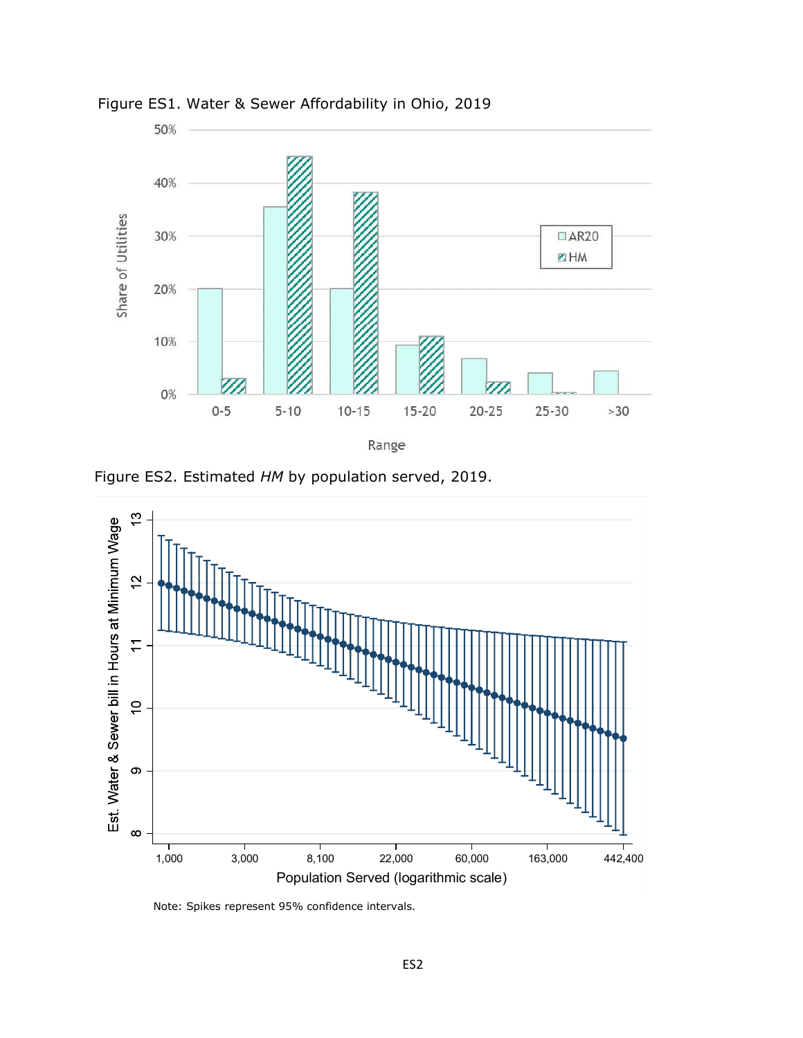Figure ES1. Water & Sewer Affordability in Ohio, 2019

Figure ES2. Estimated *HM* by population served, 2019.

Note: Spikes represent 95% confidence intervals.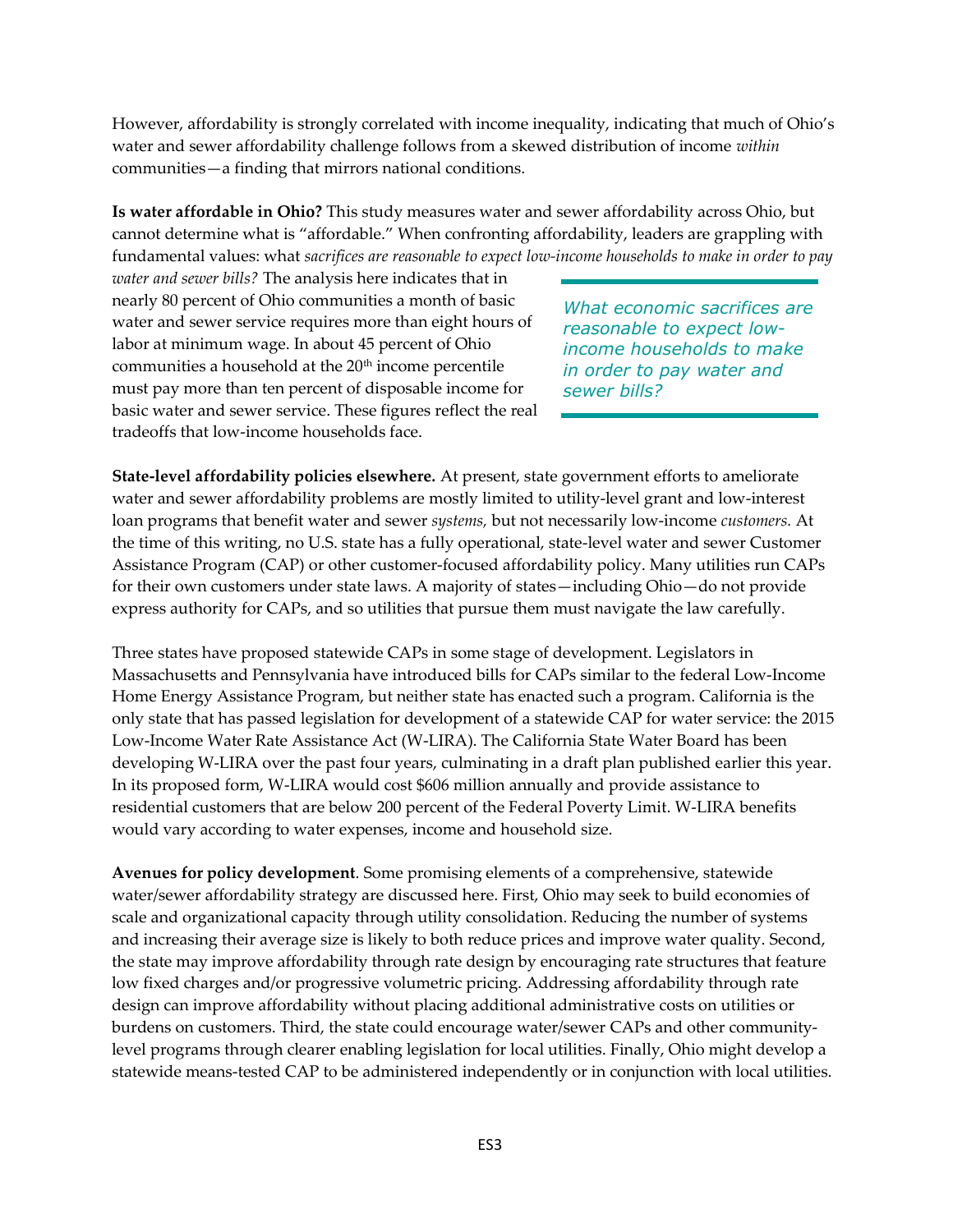However, affordability is strongly correlated with income inequality, indicating that much of Ohio's water and sewer affordability challenge follows from a skewed distribution of income *within* communities—a finding that mirrors national conditions.

**Is water affordable in Ohio?** This study measures water and sewer affordability across Ohio, but cannot determine what is "affordable." When confronting affordability, leaders are grappling with fundamental values: what *sacrifices are reasonable to expect low-income households to make in order to pay water and sewer bills?* The analysis here indicates that in nearly 80 percent of Ohio communities a month of basic water and sewer service requires more than eight hours of labor at minimum wage. In about 45 percent of Ohio communities a household at the 20th income percentile must pay more than ten percent of disposable income for basic water and sewer service. These figures reflect the real tradeoffs that low-income households face.

> *What economic sacrifices are reasonable to expect low-income households to make in order to pay water and sewer bills?*

**State-level affordability policies elsewhere.** At present, state government efforts to ameliorate water and sewer affordability problems are mostly limited to utility-level grant and low-interest loan programs that benefit water and sewer *systems,* but not necessarily low-income *customers.* At the time of this writing, no U.S. state has a fully operational, state-level water and sewer Customer Assistance Program (CAP) or other customer-focused affordability policy. Many utilities run CAPs for their own customers under state laws. A majority of states—including Ohio—do not provide express authority for CAPs, and so utilities that pursue them must navigate the law carefully.

Three states have proposed statewide CAPs in some stage of development. Legislators in Massachusetts and Pennsylvania have introduced bills for CAPs similar to the federal Low-Income Home Energy Assistance Program, but neither state has enacted such a program. California is the only state that has passed legislation for development of a statewide CAP for water service: the 2015 Low-Income Water Rate Assistance Act (W-LIRA). The California State Water Board has been developing W-LIRA over the past four years, culminating in a draft plan published earlier this year. In its proposed form, W-LIRA would cost $606 million annually and provide assistance to residential customers that are below 200 percent of the Federal Poverty Limit. W-LIRA benefits would vary according to water expenses, income and household size.

**Avenues for policy development**. Some promising elements of a comprehensive, statewide water/sewer affordability strategy are discussed here. First, Ohio may seek to build economies of scale and organizational capacity through utility consolidation. Reducing the number of systems and increasing their average size is likely to both reduce prices and improve water quality. Second, the state may improve affordability through rate design by encouraging rate structures that feature low fixed charges and/or progressive volumetric pricing. Addressing affordability through rate design can improve affordability without placing additional administrative costs on utilities or burdens on customers. Third, the state could encourage water/sewer CAPs and other community-level programs through clearer enabling legislation for local utilities. Finally, Ohio might develop a statewide means-tested CAP to be administered independently or in conjunction with local utilities.